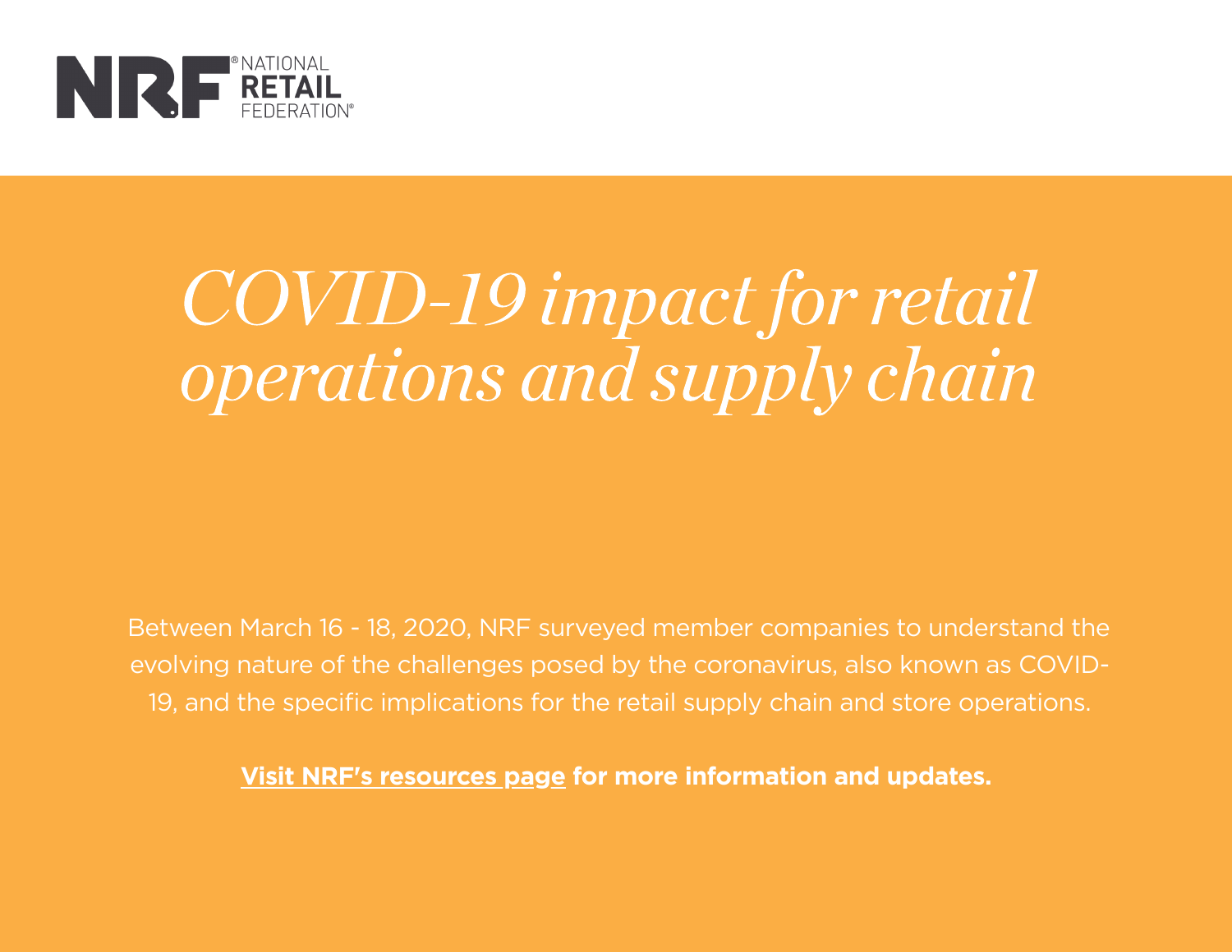NATIONAL RETAIL FEDERATION

# *COVID-19 impact for retail operations and supply chain*

Between March 16 - 18, 2020, NRF surveyed member companies to understand the evolving nature of the challenges posed by the coronavirus, also known as COVID-19, and the specific implications for the retail supply chain and store operations.

**Visit NRF's resources page for more information and updates.**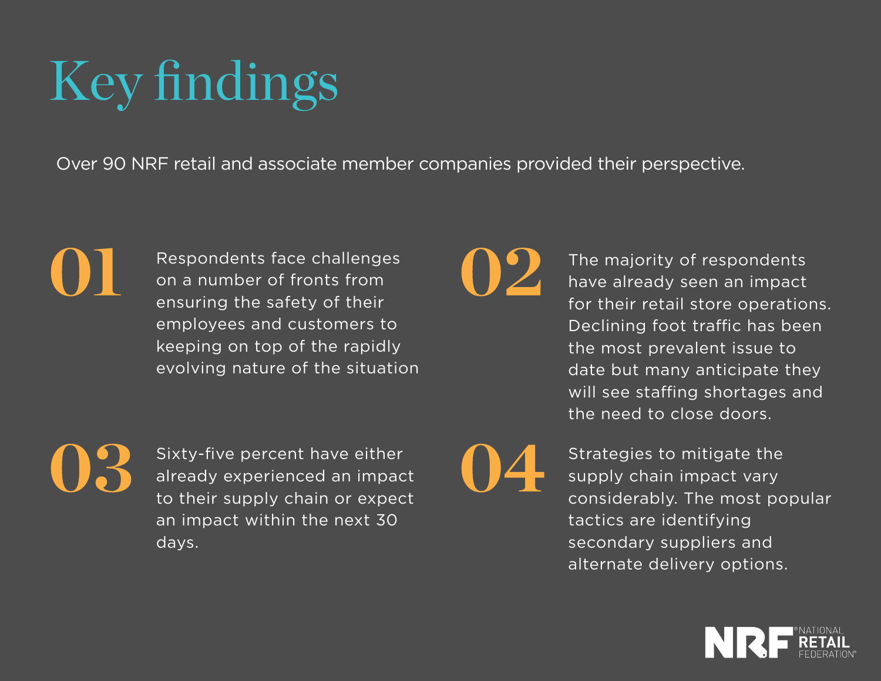# Key findings

Over 90 NRF retail and associate member companies provided their perspective.

**01** Respondents face challenges on a number of fronts from ensuring the safety of their employees and customers to keeping on top of the rapidly evolving nature of the situation

**02** The majority of respondents have already seen an impact for their retail store operations. Declining foot traffic has been the most prevalent issue to date but many anticipate they will see staffing shortages and the need to close doors.

**03** Sixty-five percent have either already experienced an impact to their supply chain or expect an impact within the next 30 days.

**04** Strategies to mitigate the supply chain impact vary considerably. The most popular tactics are identifying secondary suppliers and alternate delivery options.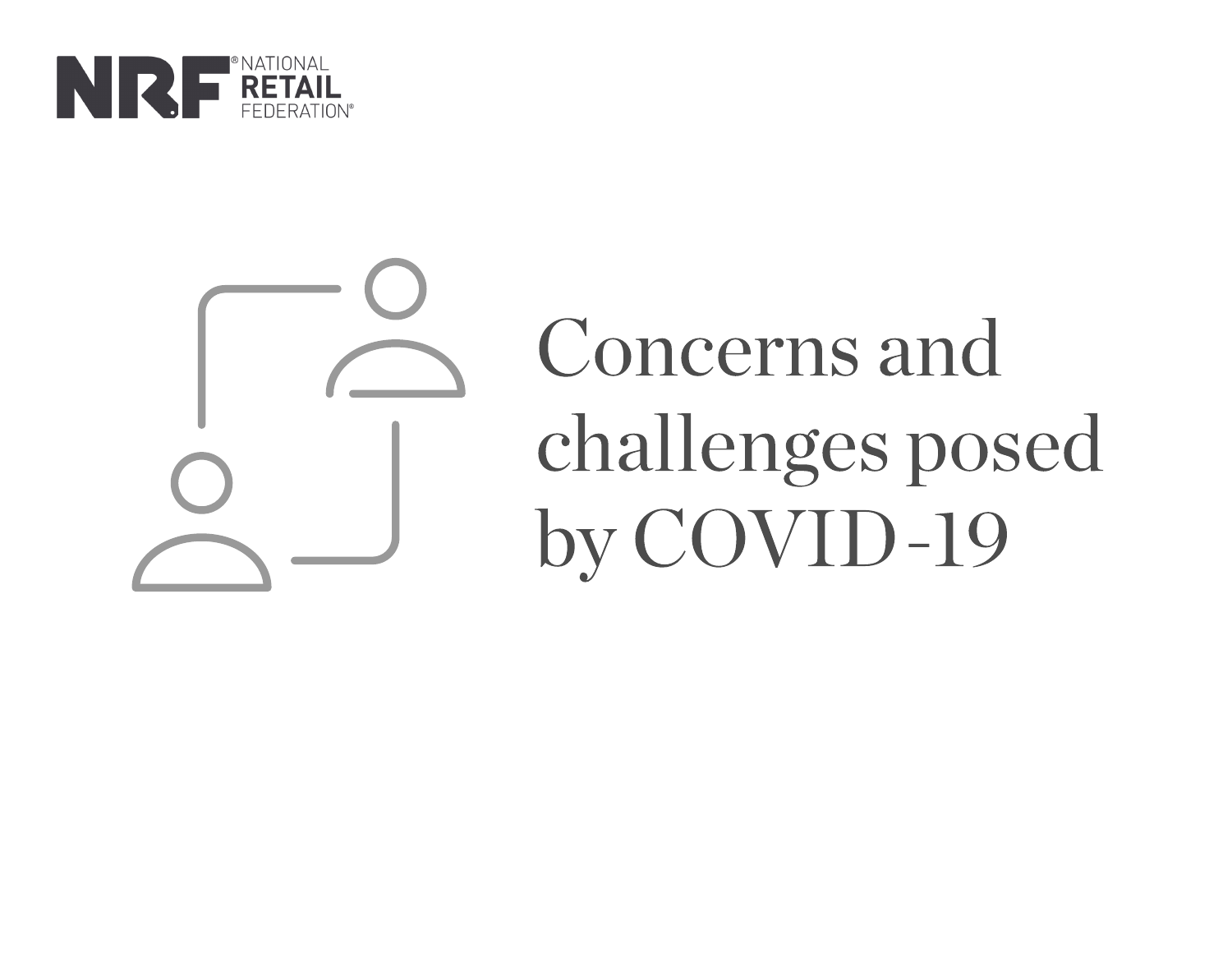# Concerns and challenges posed by COVID-19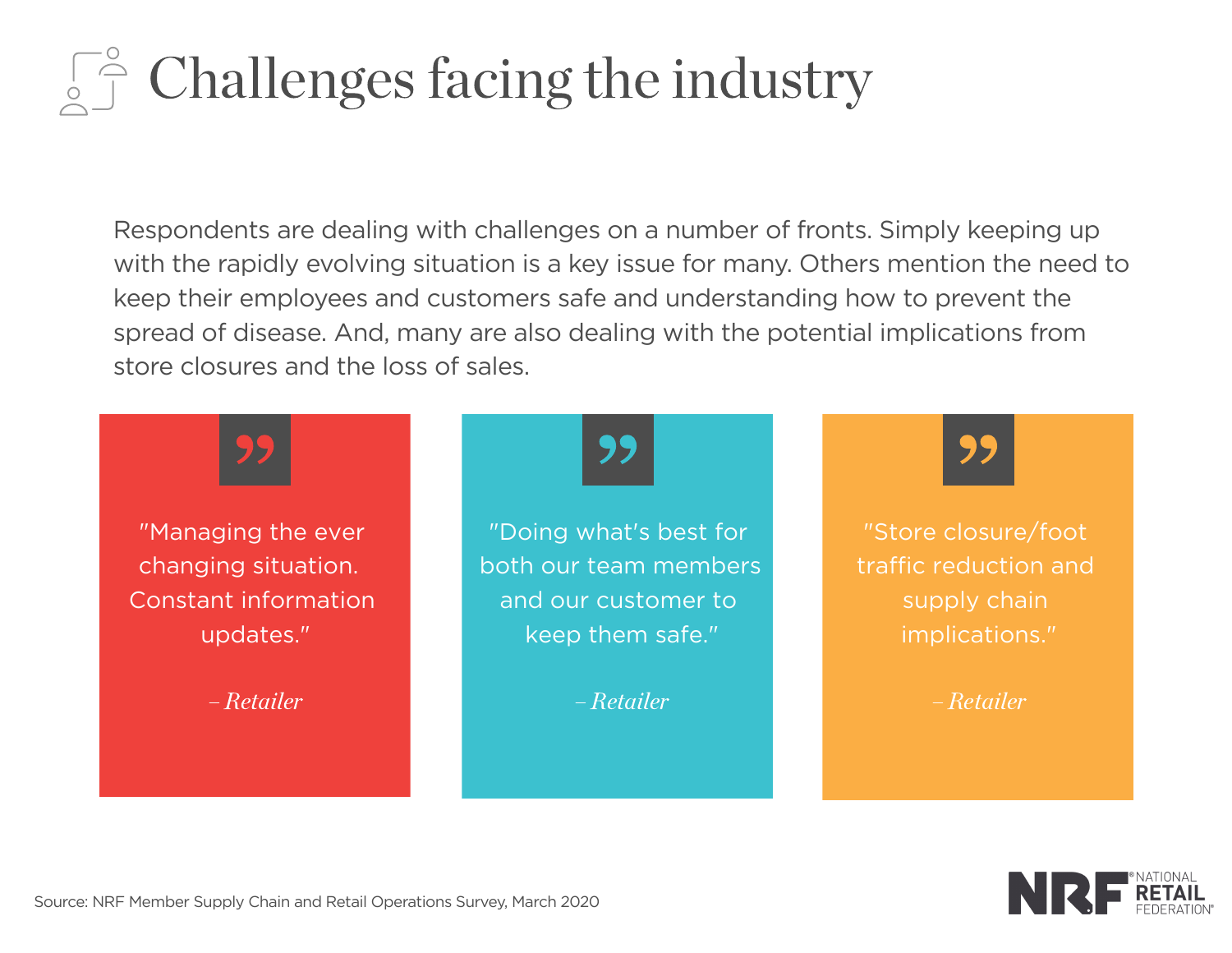# Challenges facing the industry

Respondents are dealing with challenges on a number of fronts. Simply keeping up with the rapidly evolving situation is a key issue for many. Others mention the need to keep their employees and customers safe and understanding how to prevent the spread of disease. And, many are also dealing with the potential implications from store closures and the loss of sales.

> "Managing the ever changing situation. Constant information updates."
>
> *– Retailer*

> "Doing what's best for both our team members and our customer to keep them safe."
>
> *– Retailer*

> "Store closure/foot traffic reduction and supply chain implications."
>
> *– Retailer*

Source: NRF Member Supply Chain and Retail Operations Survey, March 2020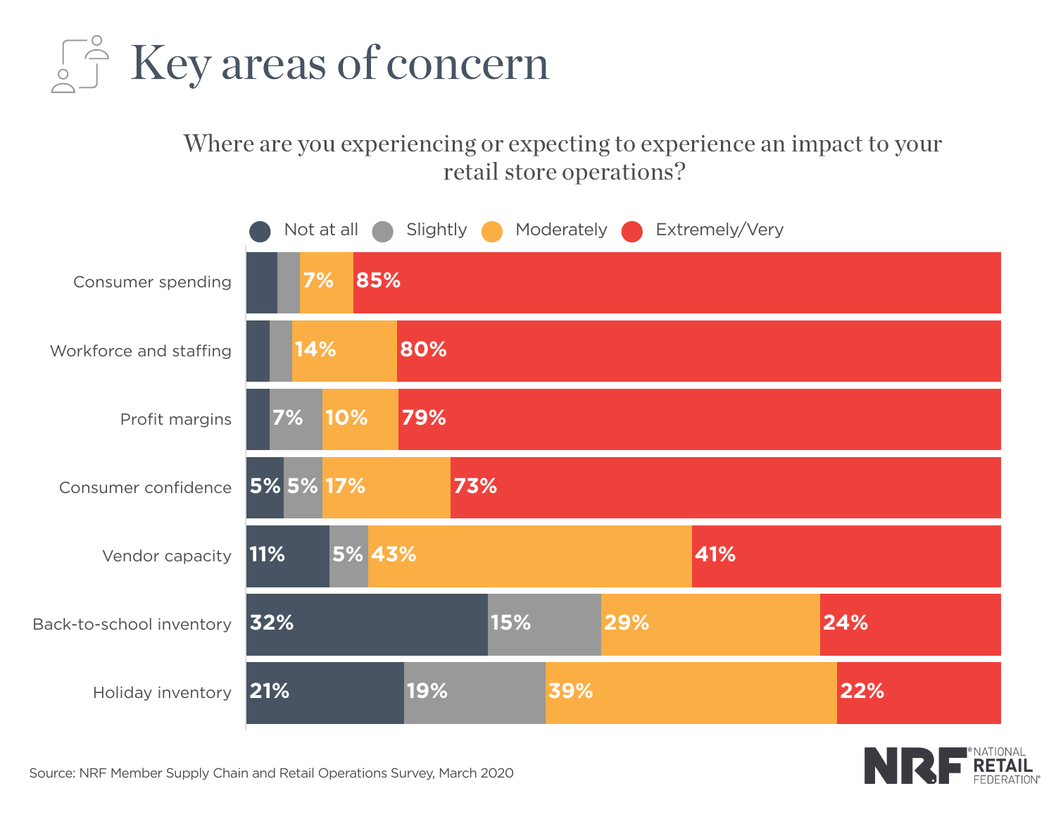# Key areas of concern

Where are you experiencing or expecting to experience an impact to your retail store operations?

| | Not at all | Slightly | Moderately | Extremely/Very |
|---|---|---|---|---|
| Consumer spending | | | 7% | 85% |
| Workforce and staffing | | | 14% | 80% |
| Profit margins | | 7% | 10% | 79% |
| Consumer confidence | 5% | 5% | 17% | 73% |
| Vendor capacity | 11% | 5% | 43% | 41% |
| Back-to-school inventory | 32% | 15% | 29% | 24% |
| Holiday inventory | 21% | 19% | 39% | 22% |

Source: NRF Member Supply Chain and Retail Operations Survey, March 2020

NRF® NATIONAL RETAIL FEDERATION®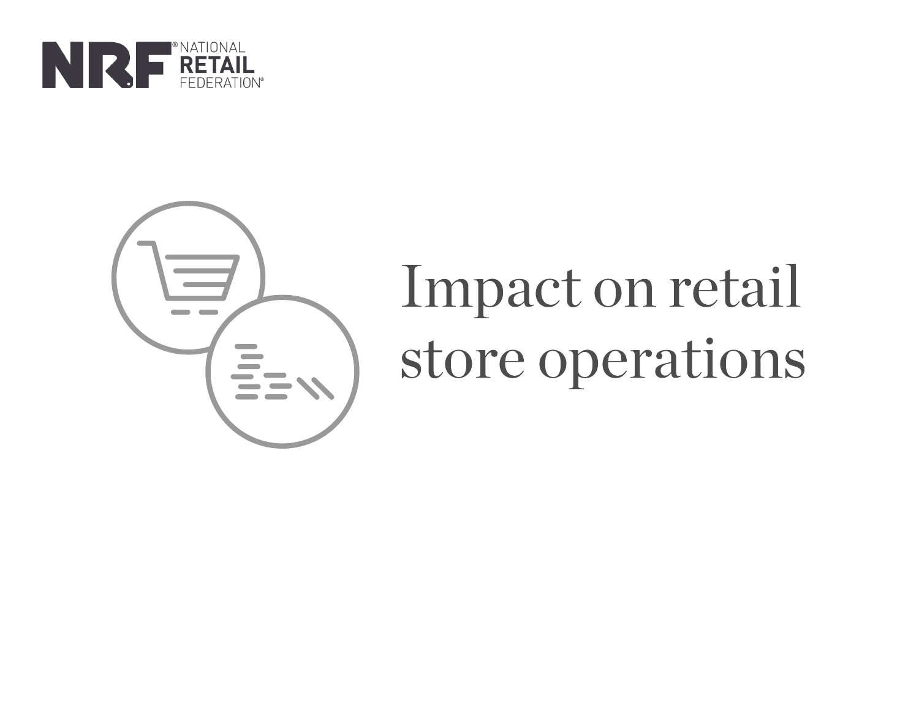# Impact on retail store operations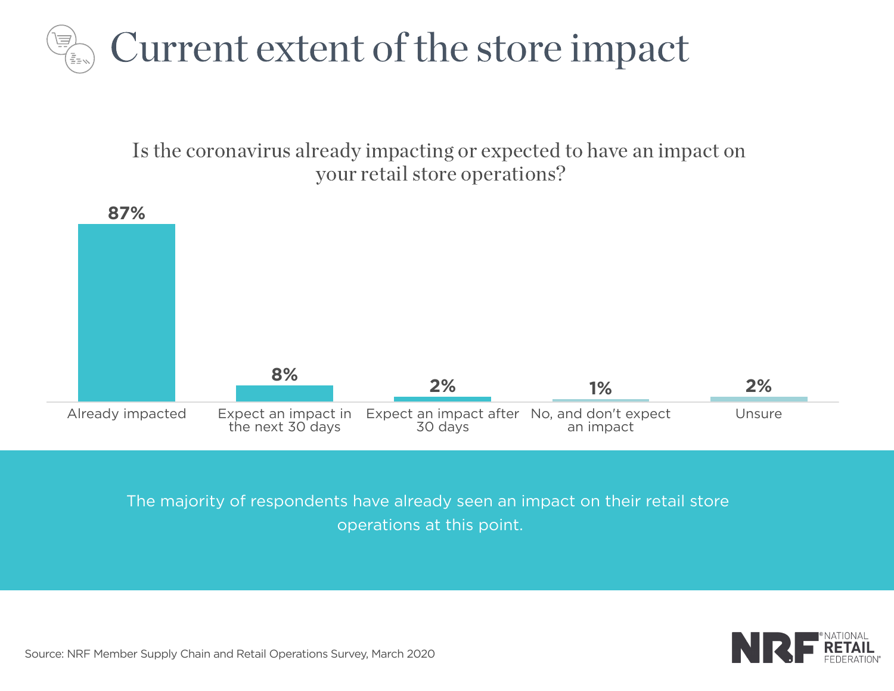# Current extent of the store impact

Is the coronavirus already impacting or expected to have an impact on your retail store operations?

| Response | Percentage |
| --- | --- |
| Already impacted | 87% |
| Expect an impact in the next 30 days | 8% |
| Expect an impact after 30 days | 2% |
| No, and don't expect an impact | 1% |
| Unsure | 2% |

The majority of respondents have already seen an impact on their retail store operations at this point.

Source: NRF Member Supply Chain and Retail Operations Survey, March 2020

NRF NATIONAL RETAIL FEDERATION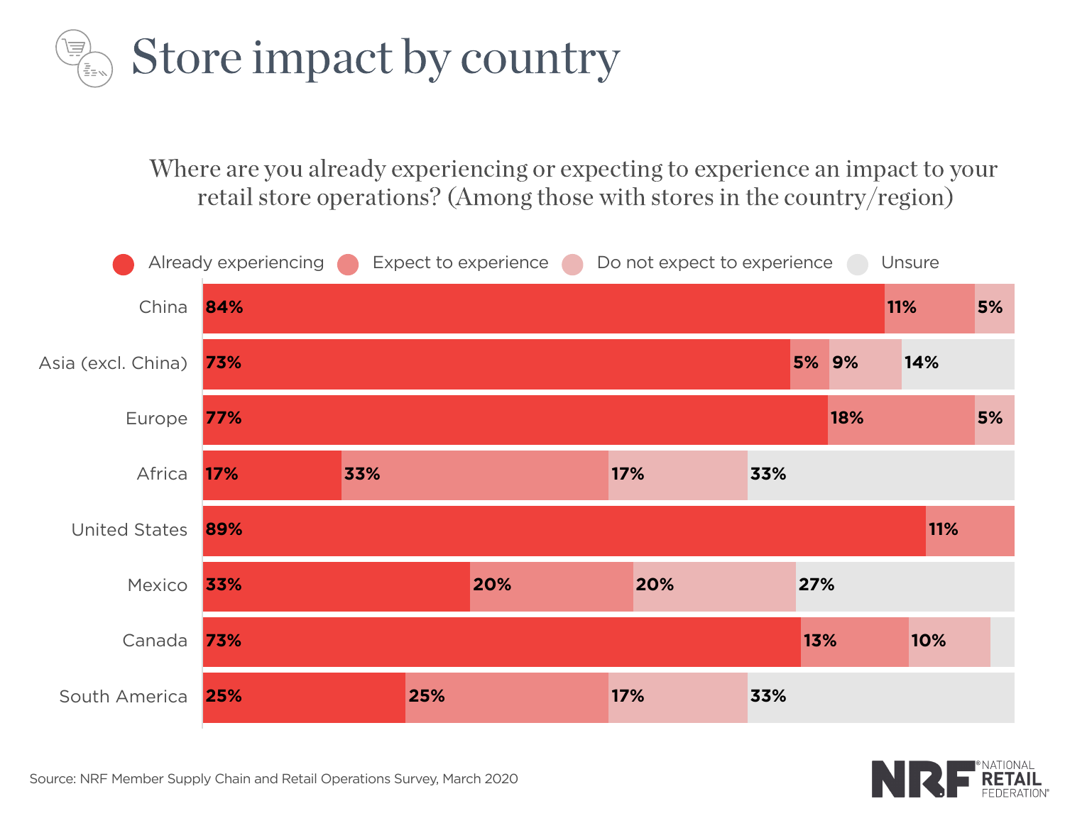# Store impact by country

Where are you already experiencing or expecting to experience an impact to your retail store operations? (Among those with stores in the country/region)

| Country/Region | Already experiencing | Expect to experience | Do not expect to experience | Unsure |
|---|---|---|---|---|
| China | 84% | 11% | 5% | |
| Asia (excl. China) | 73% | 5% | 9% | 14% |
| Europe | 77% | 18% | 5% | |
| Africa | 17% | 33% | 17% | 33% |
| United States | 89% | 11% | | |
| Mexico | 33% | 20% | 20% | 27% |
| Canada | 73% | 13% | 10% | |
| South America | 25% | 25% | 17% | 33% |

Source: NRF Member Supply Chain and Retail Operations Survey, March 2020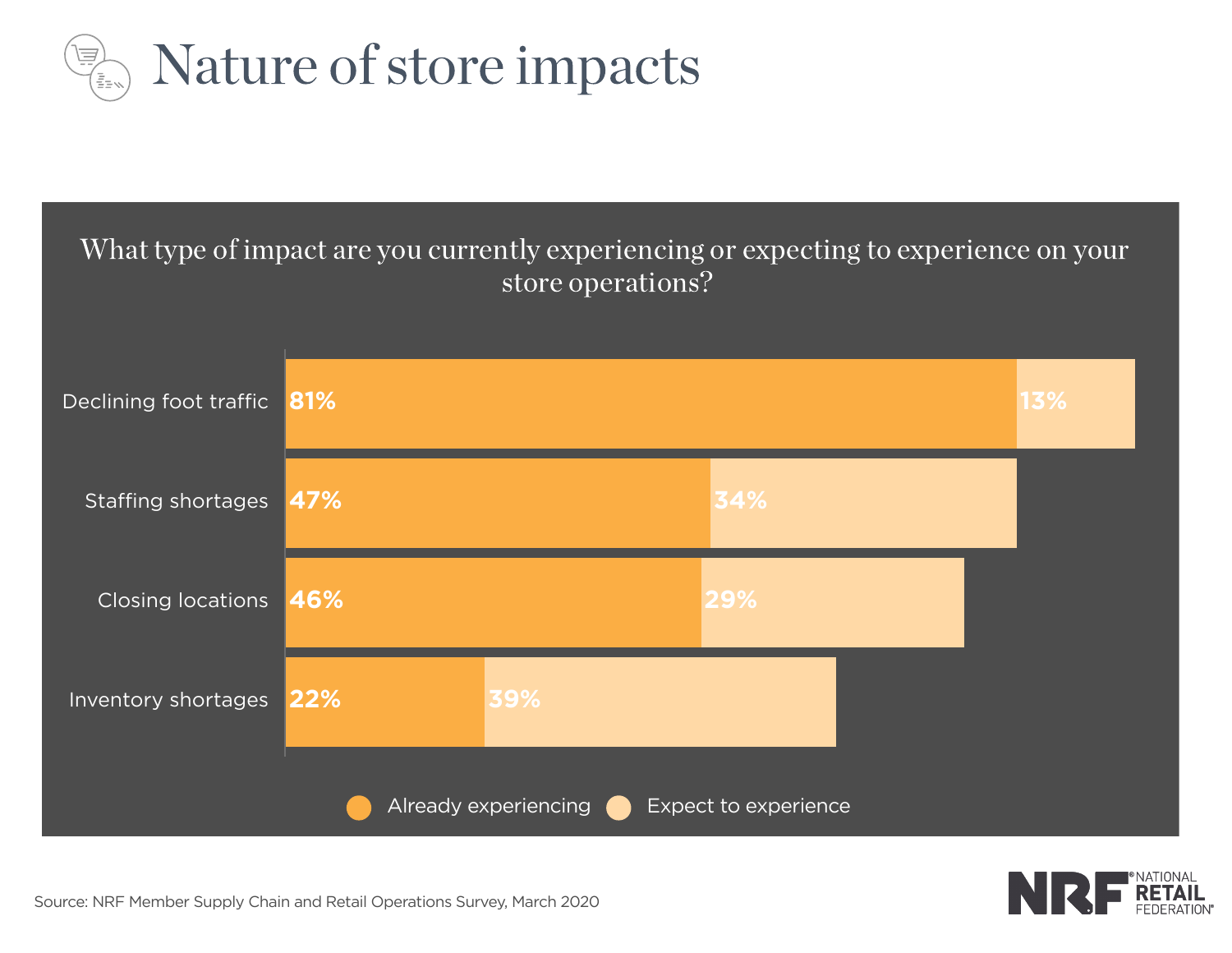# Nature of store impacts

What type of impact are you currently experiencing or expecting to experience on your store operations?

| | Already experiencing | Expect to experience |
| --- | --- | --- |
| Declining foot traffic | 81% | 13% |
| Staffing shortages | 47% | 34% |
| Closing locations | 46% | 29% |
| Inventory shortages | 22% | 39% |

Source: NRF Member Supply Chain and Retail Operations Survey, March 2020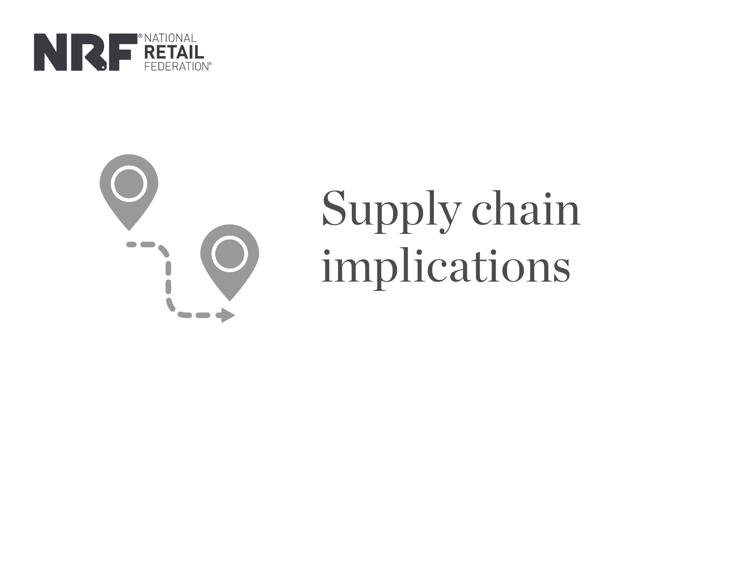# Supply chain implications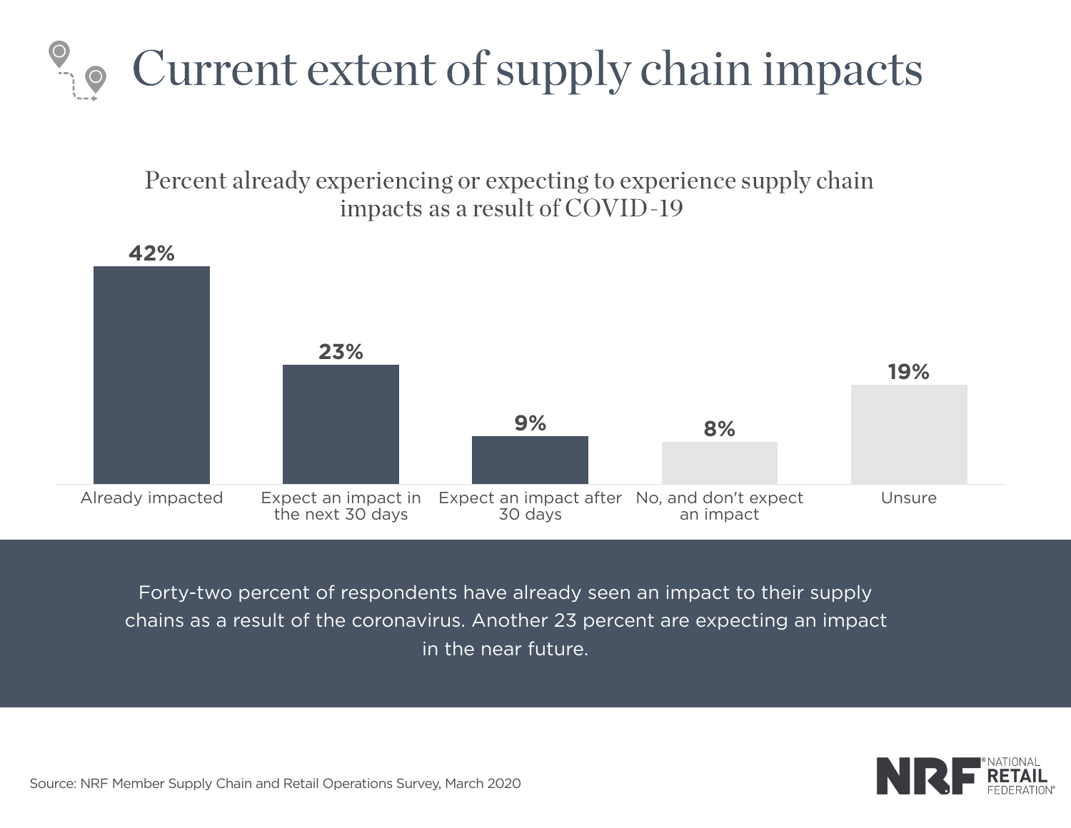# Current extent of supply chain impacts

Percent already experiencing or expecting to experience supply chain impacts as a result of COVID-19

| Already impacted | Expect an impact in the next 30 days | Expect an impact after 30 days | No, and don't expect an impact | Unsure |
|---|---|---|---|---|
| 42% | 23% | 9% | 8% | 19% |

Forty-two percent of respondents have already seen an impact to their supply chains as a result of the coronavirus. Another 23 percent are expecting an impact in the near future.

Source: NRF Member Supply Chain and Retail Operations Survey, March 2020

NRF NATIONAL RETAIL FEDERATION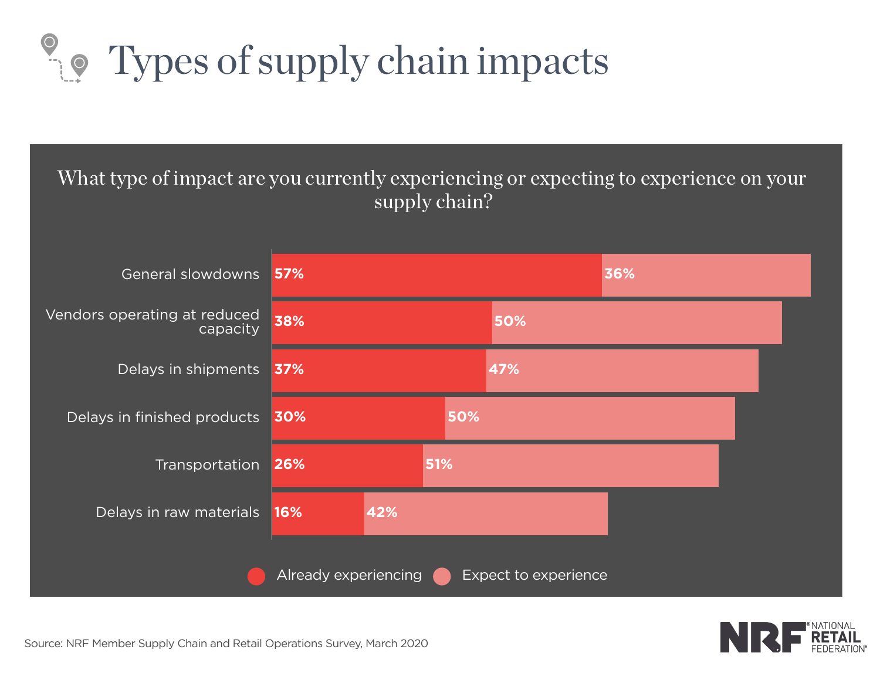# Types of supply chain impacts

What type of impact are you currently experiencing or expecting to experience on your supply chain?

| | Already experiencing | Expect to experience |
|---|---|---|
| General slowdowns | 57% | 36% |
| Vendors operating at reduced capacity | 38% | 50% |
| Delays in shipments | 37% | 47% |
| Delays in finished products | 30% | 50% |
| Transportation | 26% | 51% |
| Delays in raw materials | 16% | 42% |

Source: NRF Member Supply Chain and Retail Operations Survey, March 2020

NRF NATIONAL RETAIL FEDERATION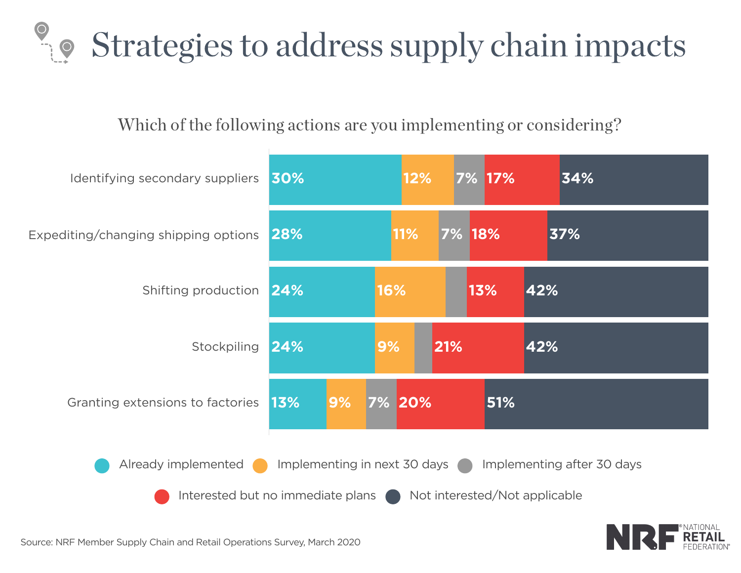# Strategies to address supply chain impacts

Which of the following actions are you implementing or considering?

| Action | Already implemented | Implementing in next 30 days | Implementing after 30 days | Interested but no immediate plans | Not interested/Not applicable |
|---|---|---|---|---|---|
| Identifying secondary suppliers | 30% | 12% | 7% | 17% | 34% |
| Expediting/changing shipping options | 28% | 11% | 7% | 18% | 37% |
| Shifting production | 24% | 16% | | 13% | 42% |
| Stockpiling | 24% | 9% | | 21% | 42% |
| Granting extensions to factories | 13% | 9% | 7% | 20% | 51% |

Source: NRF Member Supply Chain and Retail Operations Survey, March 2020

NRF NATIONAL RETAIL FEDERATION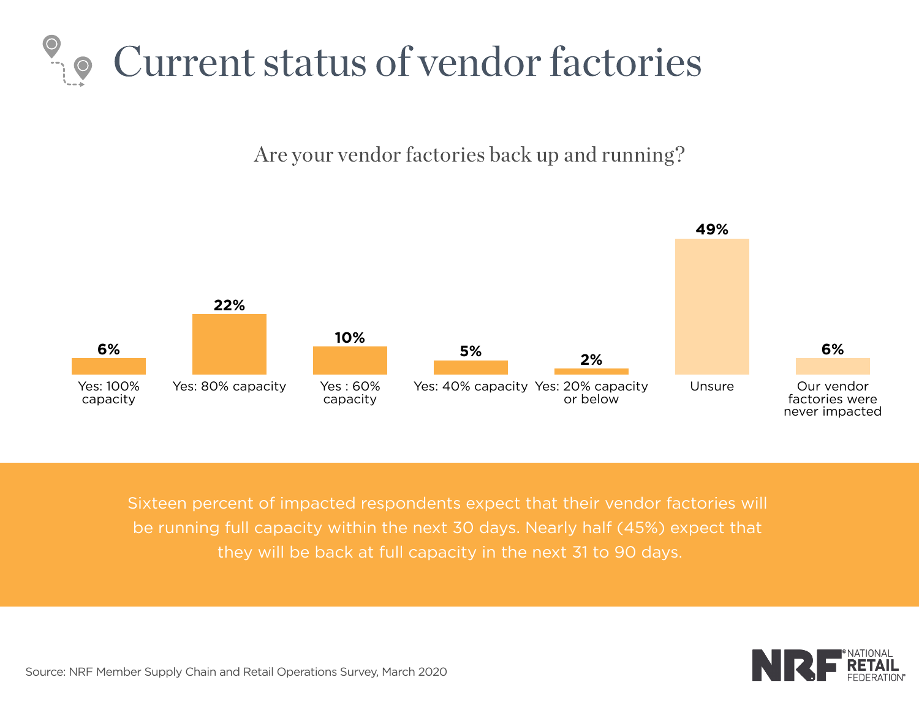# Current status of vendor factories

Are your vendor factories back up and running?

| Response | Percentage |
| --- | --- |
| Yes: 100% capacity | 6% |
| Yes: 80% capacity | 22% |
| Yes : 60% capacity | 10% |
| Yes: 40% capacity | 5% |
| Yes: 20% capacity or below | 2% |
| Unsure | 49% |
| Our vendor factories were never impacted | 6% |

Sixteen percent of impacted respondents expect that their vendor factories will be running full capacity within the next 30 days. Nearly half (45%) expect that they will be back at full capacity in the next 31 to 90 days.

Source: NRF Member Supply Chain and Retail Operations Survey, March 2020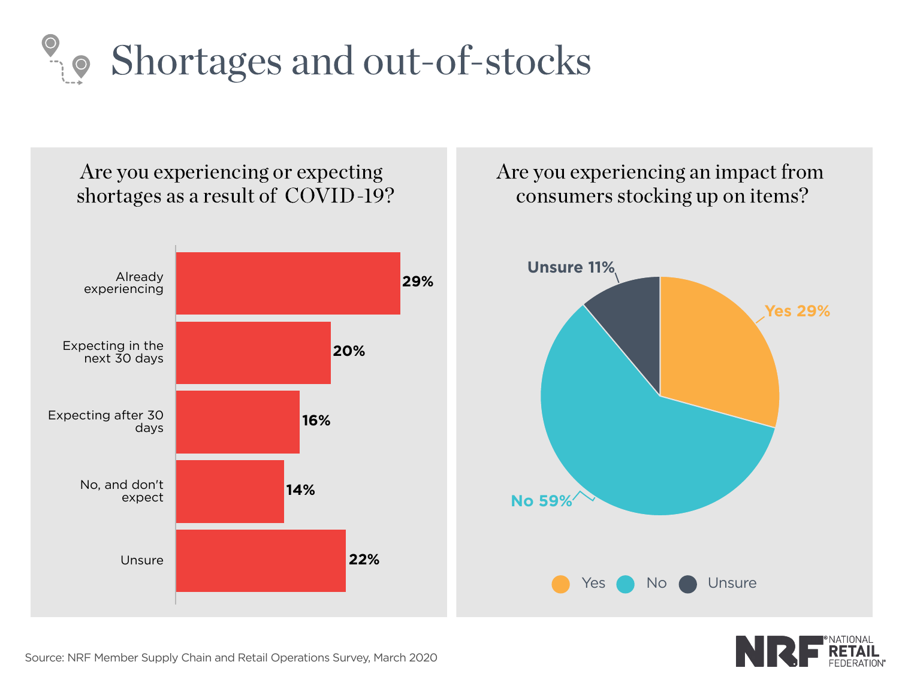# Shortages and out-of-stocks

## Are you experiencing or expecting shortages as a result of COVID-19?

Already experiencing 29%

Expecting in the next 30 days 20%

Expecting after 30 days 16%

No, and don't expect 14%

Unsure 22%

## Are you experiencing an impact from consumers stocking up on items?

Unsure 11%

Yes 29%

No 59%

Yes No Unsure

Source: NRF Member Supply Chain and Retail Operations Survey, March 2020

NRF NATIONAL RETAIL FEDERATION